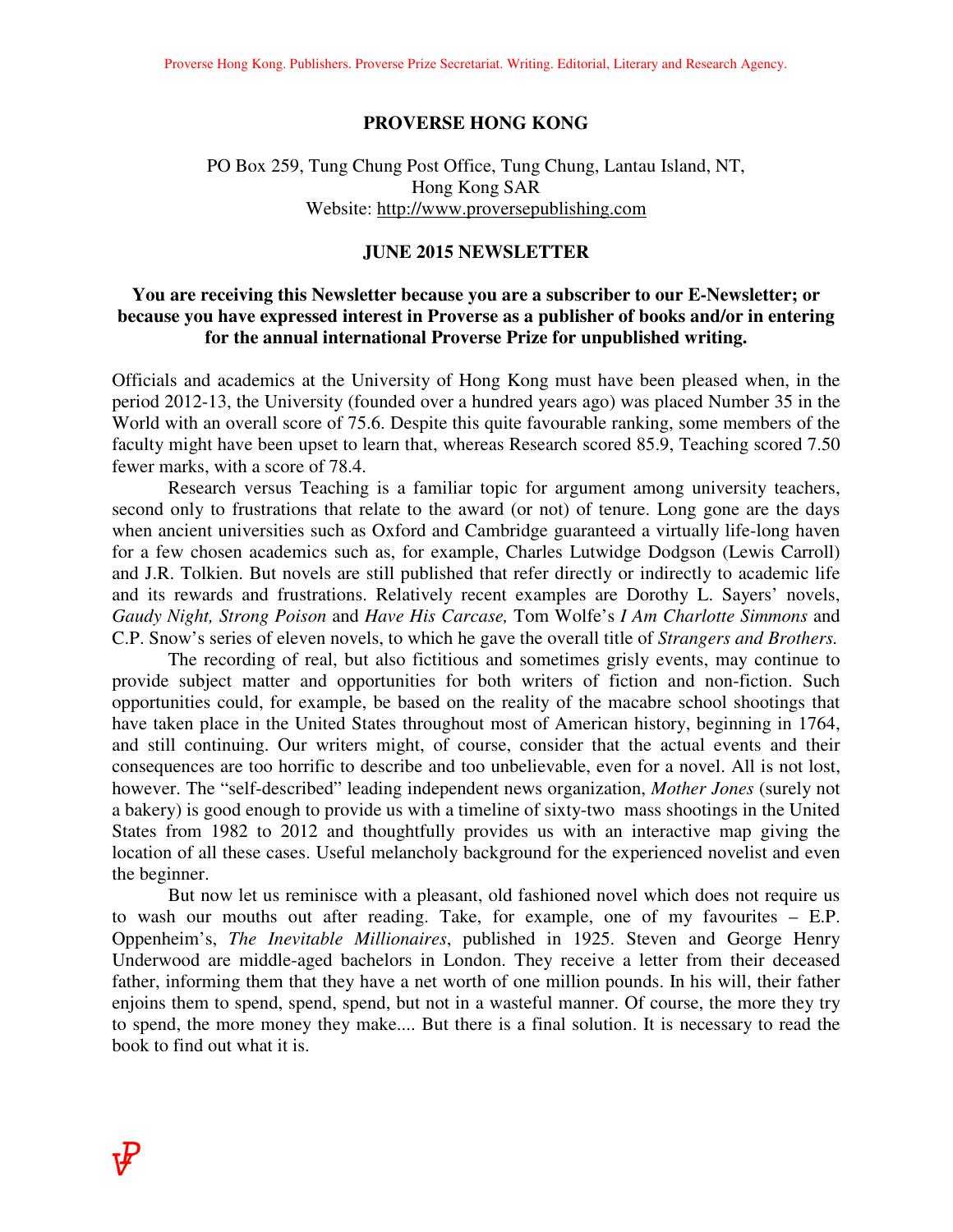## PROVERSE HONG KONG

PO Box 259, Tung Chung Post Office, Tung Chung, Lantau Island, NT, Hong Kong SAR
Website: http://www.proversepublishing.com

## JUNE 2015 NEWSLETTER

**You are receiving this Newsletter because you are a subscriber to our E-Newsletter; or because you have expressed interest in Proverse as a publisher of books and/or in entering for the annual international Proverse Prize for unpublished writing.**

Officials and academics at the University of Hong Kong must have been pleased when, in the period 2012-13, the University (founded over a hundred years ago) was placed Number 35 in the World with an overall score of 75.6. Despite this quite favourable ranking, some members of the faculty might have been upset to learn that, whereas Research scored 85.9, Teaching scored 7.50 fewer marks, with a score of 78.4.

Research versus Teaching is a familiar topic for argument among university teachers, second only to frustrations that relate to the award (or not) of tenure. Long gone are the days when ancient universities such as Oxford and Cambridge guaranteed a virtually life-long haven for a few chosen academics such as, for example, Charles Lutwidge Dodgson (Lewis Carroll) and J.R. Tolkien. But novels are still published that refer directly or indirectly to academic life and its rewards and frustrations. Relatively recent examples are Dorothy L. Sayers' novels, *Gaudy Night, Strong Poison* and *Have His Carcase,* Tom Wolfe's *I Am Charlotte Simmons* and C.P. Snow's series of eleven novels, to which he gave the overall title of *Strangers and Brothers.*

The recording of real, but also fictitious and sometimes grisly events, may continue to provide subject matter and opportunities for both writers of fiction and non-fiction. Such opportunities could, for example, be based on the reality of the macabre school shootings that have taken place in the United States throughout most of American history, beginning in 1764, and still continuing. Our writers might, of course, consider that the actual events and their consequences are too horrific to describe and too unbelievable, even for a novel. All is not lost, however. The "self-described" leading independent news organization, *Mother Jones* (surely not a bakery) is good enough to provide us with a timeline of sixty-two mass shootings in the United States from 1982 to 2012 and thoughtfully provides us with an interactive map giving the location of all these cases. Useful melancholy background for the experienced novelist and even the beginner.

But now let us reminisce with a pleasant, old fashioned novel which does not require us to wash our mouths out after reading. Take, for example, one of my favourites – E.P. Oppenheim's, *The Inevitable Millionaires*, published in 1925. Steven and George Henry Underwood are middle-aged bachelors in London. They receive a letter from their deceased father, informing them that they have a net worth of one million pounds. In his will, their father enjoins them to spend, spend, spend, but not in a wasteful manner. Of course, the more they try to spend, the more money they make.... But there is a final solution. It is necessary to read the book to find out what it is.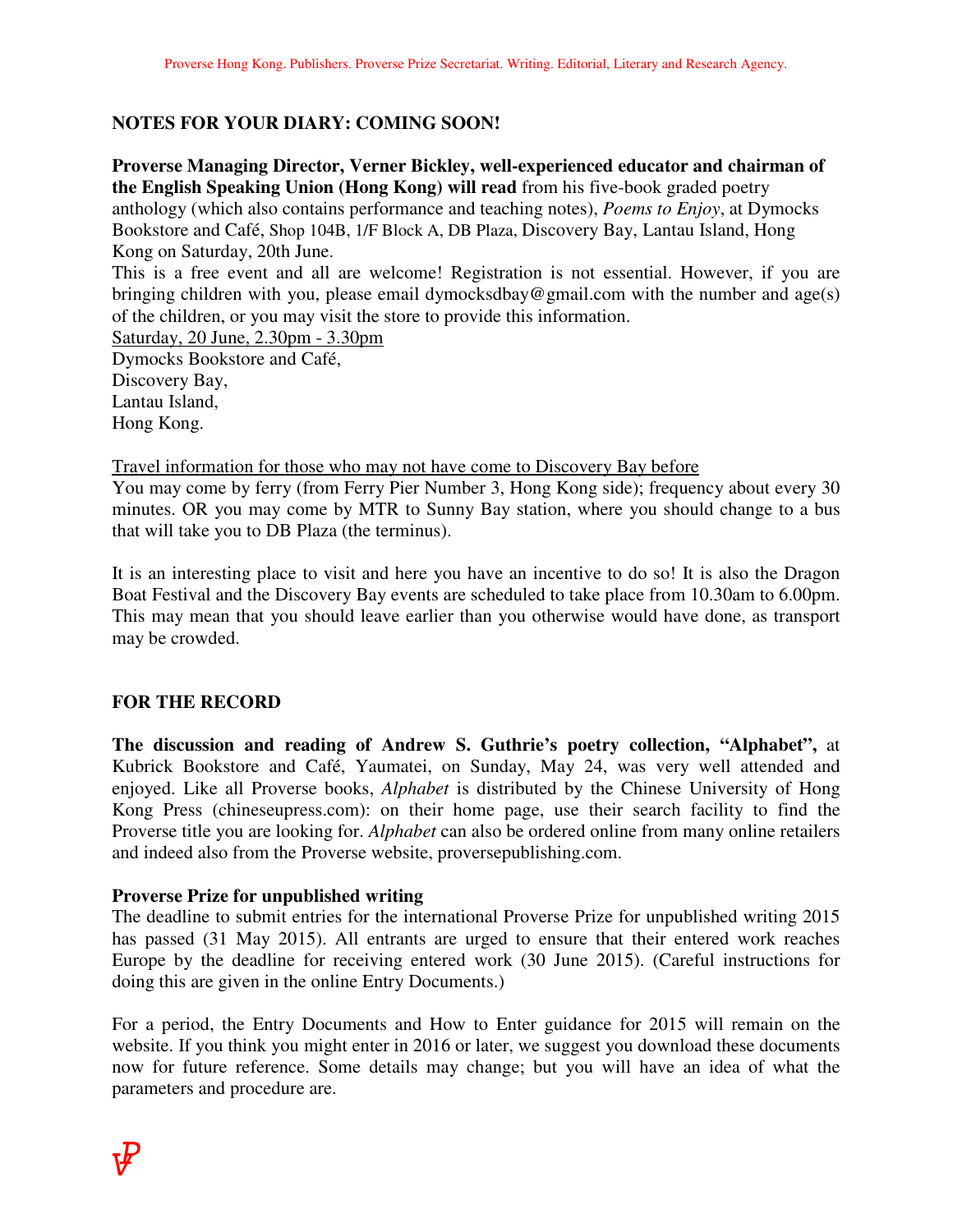## NOTES FOR YOUR DIARY: COMING SOON!

**Proverse Managing Director, Verner Bickley, well-experienced educator and chairman of the English Speaking Union (Hong Kong) will read** from his five-book graded poetry anthology (which also contains performance and teaching notes), *Poems to Enjoy*, at Dymocks Bookstore and Café, Shop 104B, 1/F Block A, DB Plaza, Discovery Bay, Lantau Island, Hong Kong on Saturday, 20th June.

This is a free event and all are welcome! Registration is not essential. However, if you are bringing children with you, please email dymocksdbay@gmail.com with the number and age(s) of the children, or you may visit the store to provide this information.

Saturday, 20 June, 2.30pm - 3.30pm
Dymocks Bookstore and Café,
Discovery Bay,
Lantau Island,
Hong Kong.

Travel information for those who may not have come to Discovery Bay before

You may come by ferry (from Ferry Pier Number 3, Hong Kong side); frequency about every 30 minutes. OR you may come by MTR to Sunny Bay station, where you should change to a bus that will take you to DB Plaza (the terminus).

It is an interesting place to visit and here you have an incentive to do so! It is also the Dragon Boat Festival and the Discovery Bay events are scheduled to take place from 10.30am to 6.00pm. This may mean that you should leave earlier than you otherwise would have done, as transport may be crowded.

## FOR THE RECORD

**The discussion and reading of Andrew S. Guthrie's poetry collection, "Alphabet",** at Kubrick Bookstore and Café, Yaumatei, on Sunday, May 24, was very well attended and enjoyed. Like all Proverse books, *Alphabet* is distributed by the Chinese University of Hong Kong Press (chineseupress.com): on their home page, use their search facility to find the Proverse title you are looking for. *Alphabet* can also be ordered online from many online retailers and indeed also from the Proverse website, proversepublishing.com.

**Proverse Prize for unpublished writing**

The deadline to submit entries for the international Proverse Prize for unpublished writing 2015 has passed (31 May 2015). All entrants are urged to ensure that their entered work reaches Europe by the deadline for receiving entered work (30 June 2015). (Careful instructions for doing this are given in the online Entry Documents.)

For a period, the Entry Documents and How to Enter guidance for 2015 will remain on the website. If you think you might enter in 2016 or later, we suggest you download these documents now for future reference. Some details may change; but you will have an idea of what the parameters and procedure are.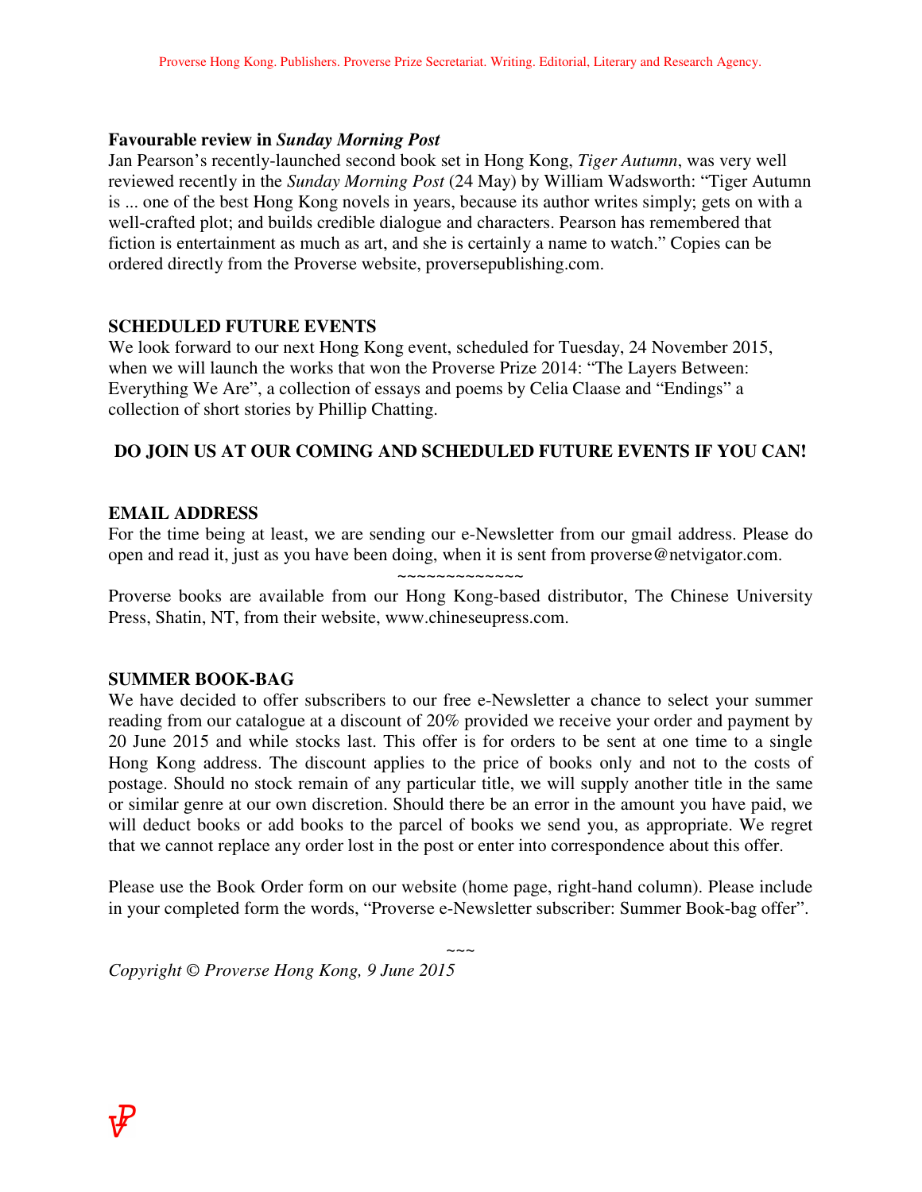**Favourable review in *Sunday Morning Post***

Jan Pearson's recently-launched second book set in Hong Kong, *Tiger Autumn*, was very well reviewed recently in the *Sunday Morning Post* (24 May) by William Wadsworth: "Tiger Autumn is ... one of the best Hong Kong novels in years, because its author writes simply; gets on with a well-crafted plot; and builds credible dialogue and characters. Pearson has remembered that fiction is entertainment as much as art, and she is certainly a name to watch." Copies can be ordered directly from the Proverse website, proversepublishing.com.

**SCHEDULED FUTURE EVENTS**

We look forward to our next Hong Kong event, scheduled for Tuesday, 24 November 2015, when we will launch the works that won the Proverse Prize 2014: "The Layers Between: Everything We Are", a collection of essays and poems by Celia Claase and "Endings" a collection of short stories by Phillip Chatting.

**DO JOIN US AT OUR COMING AND SCHEDULED FUTURE EVENTS IF YOU CAN!**

**EMAIL ADDRESS**

For the time being at least, we are sending our e-Newsletter from our gmail address. Please do open and read it, just as you have been doing, when it is sent from proverse@netvigator.com.

~~~~~~~~~~~~~

Proverse books are available from our Hong Kong-based distributor, The Chinese University Press, Shatin, NT, from their website, www.chineseupress.com.

**SUMMER BOOK-BAG**

We have decided to offer subscribers to our free e-Newsletter a chance to select your summer reading from our catalogue at a discount of 20% provided we receive your order and payment by 20 June 2015 and while stocks last. This offer is for orders to be sent at one time to a single Hong Kong address. The discount applies to the price of books only and not to the costs of postage. Should no stock remain of any particular title, we will supply another title in the same or similar genre at our own discretion. Should there be an error in the amount you have paid, we will deduct books or add books to the parcel of books we send you, as appropriate. We regret that we cannot replace any order lost in the post or enter into correspondence about this offer.

Please use the Book Order form on our website (home page, right-hand column). Please include in your completed form the words, "Proverse e-Newsletter subscriber: Summer Book-bag offer".

~~~

*Copyright © Proverse Hong Kong, 9 June 2015*